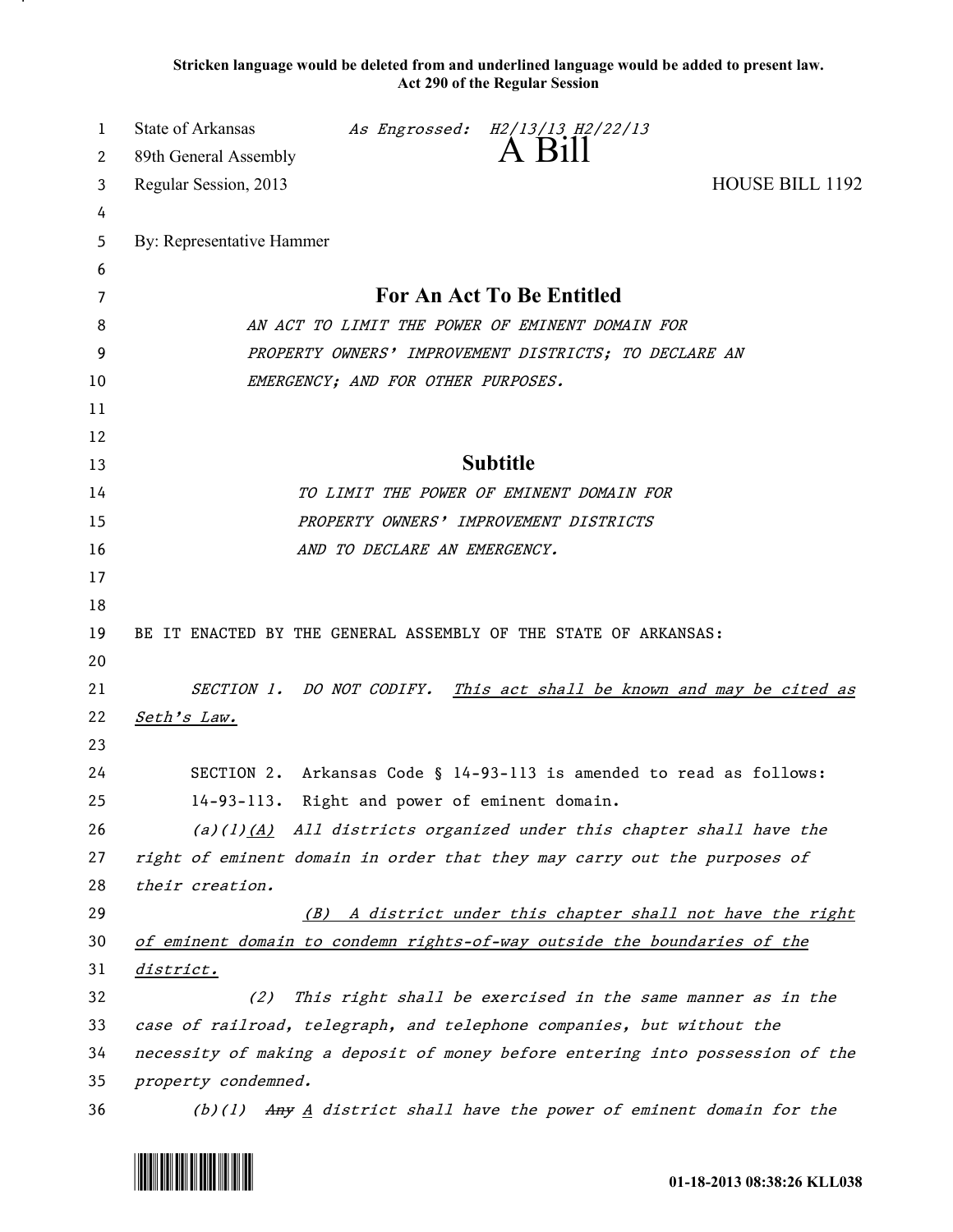**Stricken language would be deleted from and underlined language would be added to present law.**
**Act 290 of the Regular Session**

State of Arkansas *As Engrossed: H2/13/13 H2/22/13*
89th General Assembly
# A Bill
Regular Session, 2013 HOUSE BILL 1192

By: Representative Hammer

## For An Act To Be Entitled

*AN ACT TO LIMIT THE POWER OF EMINENT DOMAIN FOR PROPERTY OWNERS' IMPROVEMENT DISTRICTS; TO DECLARE AN EMERGENCY; AND FOR OTHER PURPOSES.*

## Subtitle

*TO LIMIT THE POWER OF EMINENT DOMAIN FOR PROPERTY OWNERS' IMPROVEMENT DISTRICTS AND TO DECLARE AN EMERGENCY.*

BE IT ENACTED BY THE GENERAL ASSEMBLY OF THE STATE OF ARKANSAS:

*SECTION 1. DO NOT CODIFY.* <u>*This act shall be known and may be cited as Seth's Law.*</u>

SECTION 2. Arkansas Code § 14-93-113 is amended to read as follows:

14-93-113. Right and power of eminent domain.

*(a)(1)*<u>*(A)*</u> *All districts organized under this chapter shall have the right of eminent domain in order that they may carry out the purposes of their creation.*

<u>*(B) A district under this chapter shall not have the right of eminent domain to condemn rights-of-way outside the boundaries of the district.*</u>

*(2) This right shall be exercised in the same manner as in the case of railroad, telegraph, and telephone companies, but without the necessity of making a deposit of money before entering into possession of the property condemned.*

*(b)(1)* ~~*Any*~~ <u>*A*</u> *district shall have the power of eminent domain for the*

01-18-2013 08:38:26 KLL038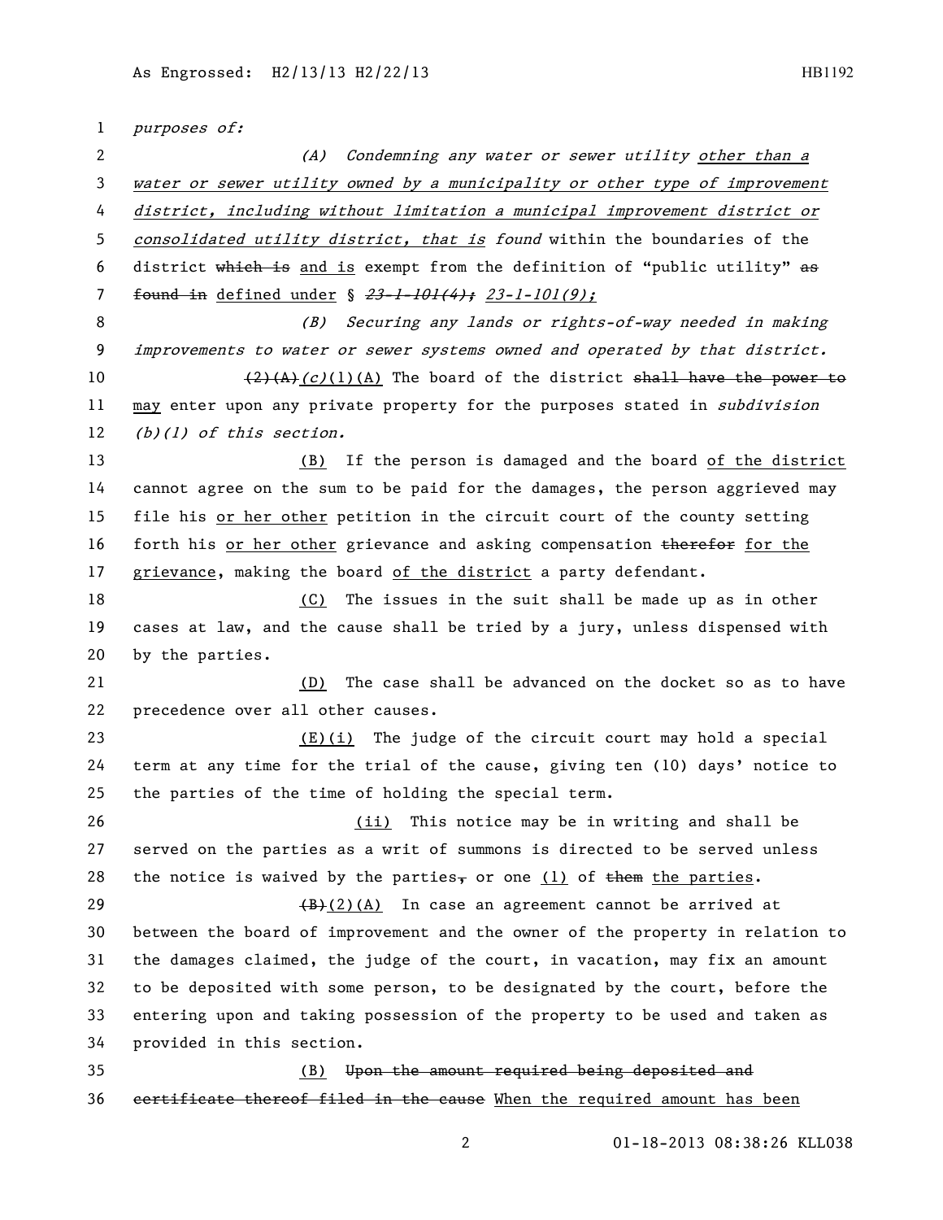*purposes of:*

*(A) Condemning any water or sewer utility* other than a *water or sewer utility owned by a municipality or other type of improvement district, including without limitation a municipal improvement district or consolidated utility district, that is found* within the boundaries of the district ~~which is~~ and is exempt from the definition of "public utility" ~~as found in~~ defined under § *~~23-1-101(4);~~ 23-1-101(9);*

*(B) Securing any lands or rights-of-way needed in making improvements to water or sewer systems owned and operated by that district.*

~~(2)(A)~~*(c)*(1)(A) The board of the district ~~shall have the power to~~ may enter upon any private property for the purposes stated in *subdivision (b)(1) of this section.*

(B) If the person is damaged and the board of the district cannot agree on the sum to be paid for the damages, the person aggrieved may file his or her other petition in the circuit court of the county setting forth his or her other grievance and asking compensation ~~therefor~~ for the grievance, making the board of the district a party defendant.

(C) The issues in the suit shall be made up as in other cases at law, and the cause shall be tried by a jury, unless dispensed with by the parties.

(D) The case shall be advanced on the docket so as to have precedence over all other causes.

(E)(i) The judge of the circuit court may hold a special term at any time for the trial of the cause, giving ten (10) days' notice to the parties of the time of holding the special term.

(ii) This notice may be in writing and shall be served on the parties as a writ of summons is directed to be served unless the notice is waived by the parties~~,~~ or one (1) of ~~them~~ the parties.

~~(B)~~(2)(A) In case an agreement cannot be arrived at between the board of improvement and the owner of the property in relation to the damages claimed, the judge of the court, in vacation, may fix an amount to be deposited with some person, to be designated by the court, before the entering upon and taking possession of the property to be used and taken as provided in this section.

(B) ~~Upon the amount required being deposited and certificate thereof filed in the cause~~ When the required amount has been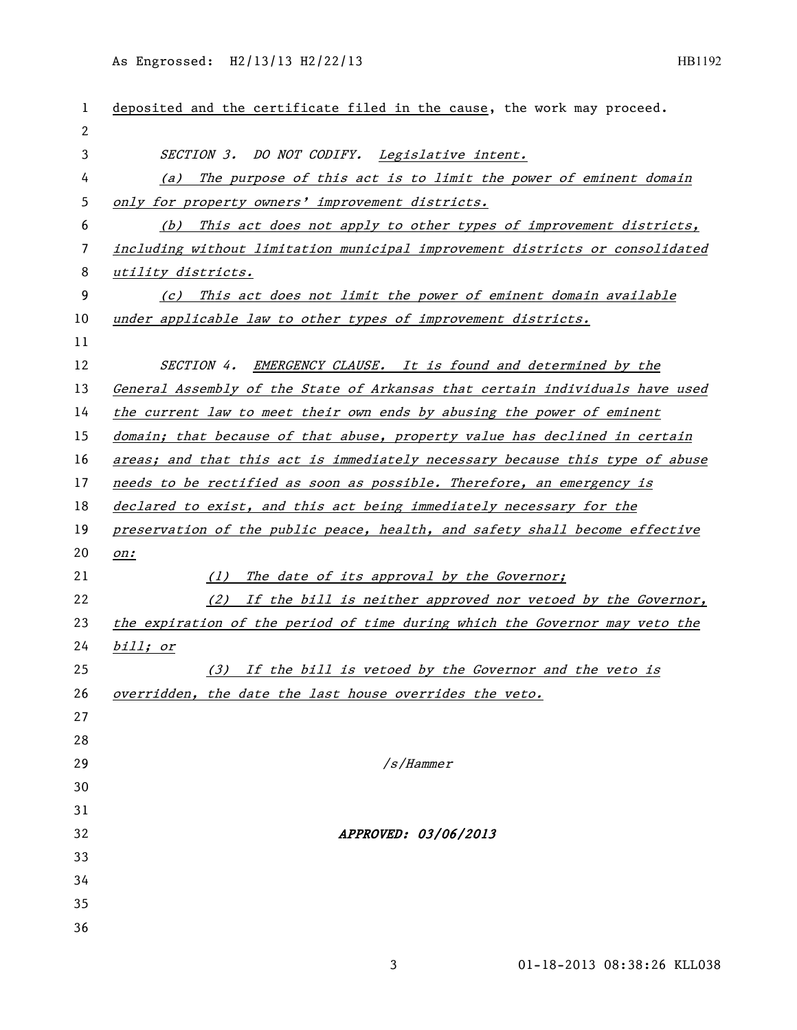deposited and the certificate filed in the cause, the work may proceed.

*SECTION 3. DO NOT CODIFY. Legislative intent.*

*(a) The purpose of this act is to limit the power of eminent domain only for property owners' improvement districts.*

*(b) This act does not apply to other types of improvement districts, including without limitation municipal improvement districts or consolidated utility districts.*

*(c) This act does not limit the power of eminent domain available under applicable law to other types of improvement districts.*

*SECTION 4. EMERGENCY CLAUSE. It is found and determined by the General Assembly of the State of Arkansas that certain individuals have used the current law to meet their own ends by abusing the power of eminent domain; that because of that abuse, property value has declined in certain areas; and that this act is immediately necessary because this type of abuse needs to be rectified as soon as possible. Therefore, an emergency is declared to exist, and this act being immediately necessary for the preservation of the public peace, health, and safety shall become effective on:*

*(1) The date of its approval by the Governor;*

*(2) If the bill is neither approved nor vetoed by the Governor, the expiration of the period of time during which the Governor may veto the bill; or*

*(3) If the bill is vetoed by the Governor and the veto is overridden, the date the last house overrides the veto.*

/s/Hammer

***APPROVED: 03/06/2013***